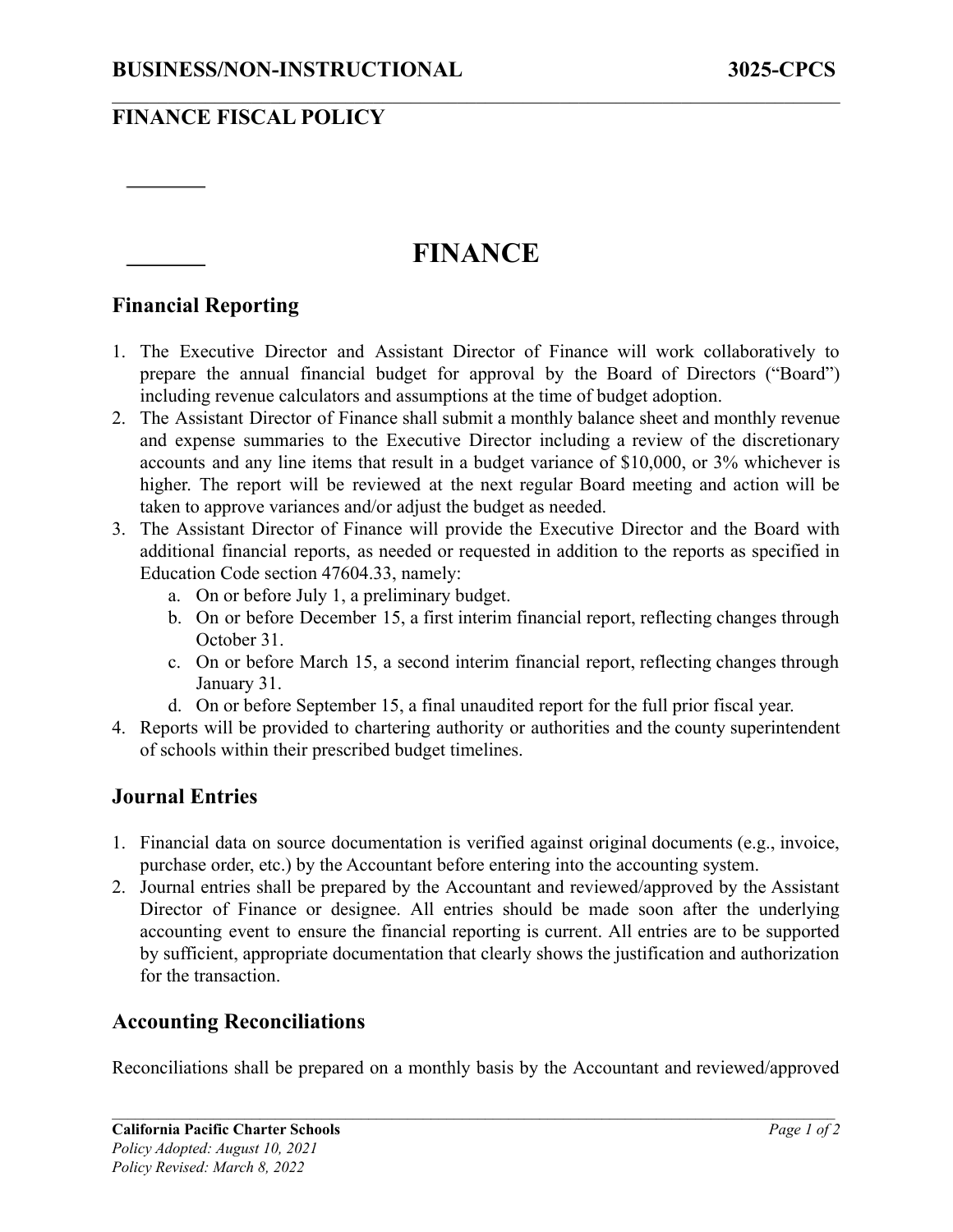**BUSINESS/NON-INSTRUCTIONAL** **3025-CPCS**

**FINANCE FISCAL POLICY**

# FINANCE

## Financial Reporting

1. The Executive Director and Assistant Director of Finance will work collaboratively to prepare the annual financial budget for approval by the Board of Directors ("Board") including revenue calculators and assumptions at the time of budget adoption.
2. The Assistant Director of Finance shall submit a monthly balance sheet and monthly revenue and expense summaries to the Executive Director including a review of the discretionary accounts and any line items that result in a budget variance of $10,000, or 3% whichever is higher. The report will be reviewed at the next regular Board meeting and action will be taken to approve variances and/or adjust the budget as needed.
3. The Assistant Director of Finance will provide the Executive Director and the Board with additional financial reports, as needed or requested in addition to the reports as specified in Education Code section 47604.33, namely:
   a. On or before July 1, a preliminary budget.
   b. On or before December 15, a first interim financial report, reflecting changes through October 31.
   c. On or before March 15, a second interim financial report, reflecting changes through January 31.
   d. On or before September 15, a final unaudited report for the full prior fiscal year.
4. Reports will be provided to chartering authority or authorities and the county superintendent of schools within their prescribed budget timelines.

## Journal Entries

1. Financial data on source documentation is verified against original documents (e.g., invoice, purchase order, etc.) by the Accountant before entering into the accounting system.
2. Journal entries shall be prepared by the Accountant and reviewed/approved by the Assistant Director of Finance or designee. All entries should be made soon after the underlying accounting event to ensure the financial reporting is current. All entries are to be supported by sufficient, appropriate documentation that clearly shows the justification and authorization for the transaction.

## Accounting Reconciliations

Reconciliations shall be prepared on a monthly basis by the Accountant and reviewed/approved

**California Pacific Charter Schools**
*Policy Adopted: August 10, 2021*
*Policy Revised: March 8, 2022*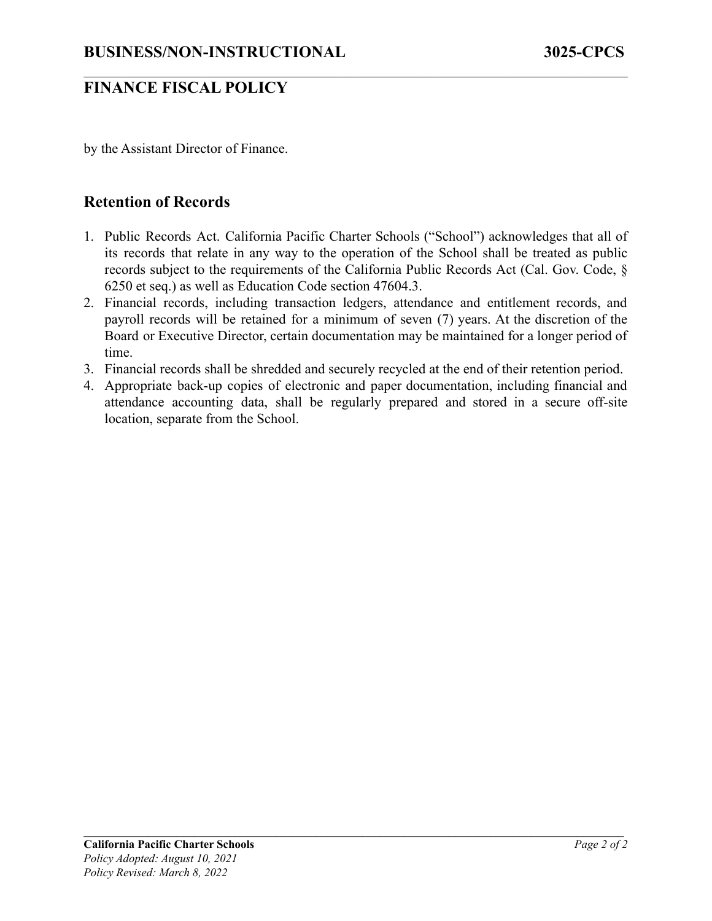by the Assistant Director of Finance.

## Retention of Records

1. Public Records Act. California Pacific Charter Schools ("School") acknowledges that all of its records that relate in any way to the operation of the School shall be treated as public records subject to the requirements of the California Public Records Act (Cal. Gov. Code, § 6250 et seq.) as well as Education Code section 47604.3.
2. Financial records, including transaction ledgers, attendance and entitlement records, and payroll records will be retained for a minimum of seven (7) years. At the discretion of the Board or Executive Director, certain documentation may be maintained for a longer period of time.
3. Financial records shall be shredded and securely recycled at the end of their retention period.
4. Appropriate back-up copies of electronic and paper documentation, including financial and attendance accounting data, shall be regularly prepared and stored in a secure off-site location, separate from the School.